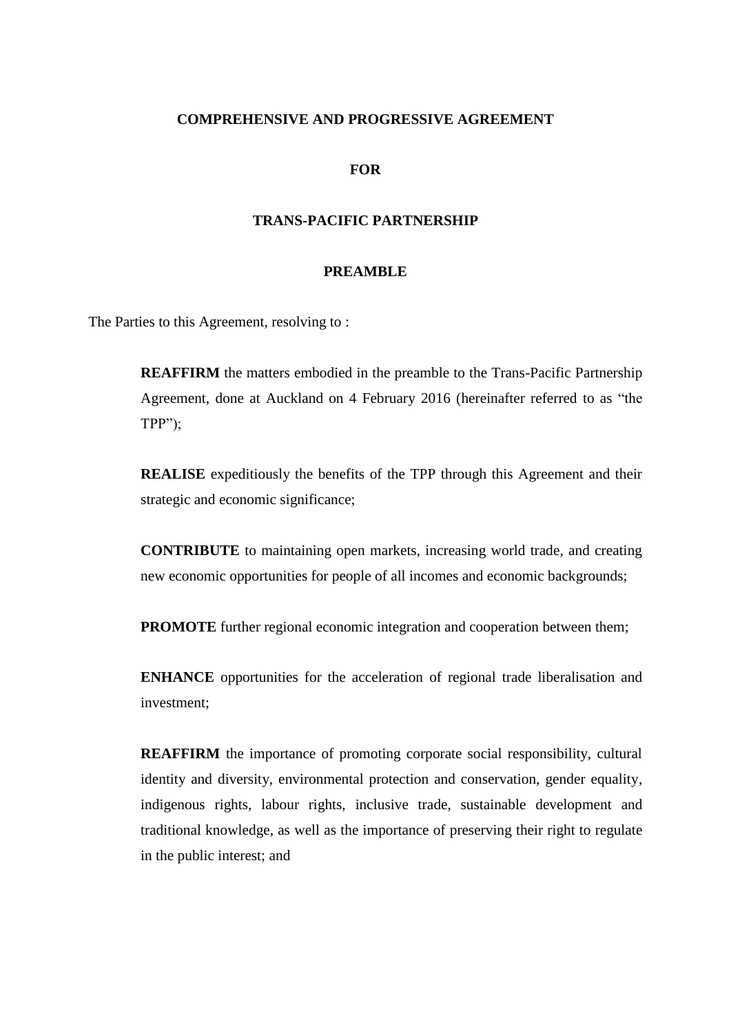# COMPREHENSIVE AND PROGRESSIVE AGREEMENT

# FOR

# TRANS-PACIFIC PARTNERSHIP

## PREAMBLE

The Parties to this Agreement, resolving to :

> **REAFFIRM** the matters embodied in the preamble to the Trans-Pacific Partnership Agreement, done at Auckland on 4 February 2016 (hereinafter referred to as "the TPP");
>
> **REALISE** expeditiously the benefits of the TPP through this Agreement and their strategic and economic significance;
>
> **CONTRIBUTE** to maintaining open markets, increasing world trade, and creating new economic opportunities for people of all incomes and economic backgrounds;
>
> **PROMOTE** further regional economic integration and cooperation between them;
>
> **ENHANCE** opportunities for the acceleration of regional trade liberalisation and investment;
>
> **REAFFIRM** the importance of promoting corporate social responsibility, cultural identity and diversity, environmental protection and conservation, gender equality, indigenous rights, labour rights, inclusive trade, sustainable development and traditional knowledge, as well as the importance of preserving their right to regulate in the public interest; and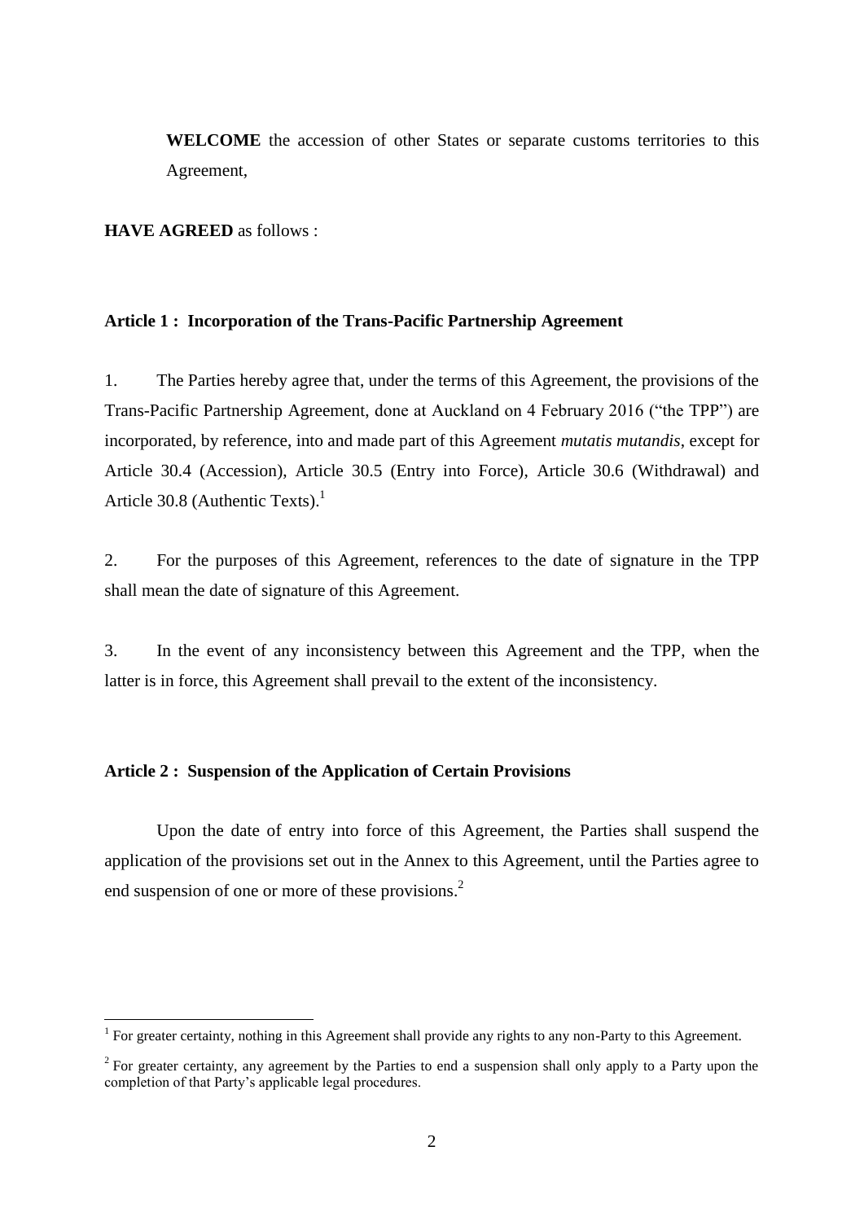**WELCOME** the accession of other States or separate customs territories to this Agreement,

**HAVE AGREED** as follows :

### Article 1 : Incorporation of the Trans-Pacific Partnership Agreement

1. The Parties hereby agree that, under the terms of this Agreement, the provisions of the Trans-Pacific Partnership Agreement, done at Auckland on 4 February 2016 ("the TPP") are incorporated, by reference, into and made part of this Agreement *mutatis mutandis*, except for Article 30.4 (Accession), Article 30.5 (Entry into Force), Article 30.6 (Withdrawal) and Article 30.8 (Authentic Texts).[1]

2. For the purposes of this Agreement, references to the date of signature in the TPP shall mean the date of signature of this Agreement.

3. In the event of any inconsistency between this Agreement and the TPP, when the latter is in force, this Agreement shall prevail to the extent of the inconsistency.

### Article 2 : Suspension of the Application of Certain Provisions

Upon the date of entry into force of this Agreement, the Parties shall suspend the application of the provisions set out in the Annex to this Agreement, until the Parties agree to end suspension of one or more of these provisions.[2]

---

[1] For greater certainty, nothing in this Agreement shall provide any rights to any non-Party to this Agreement.

[2] For greater certainty, any agreement by the Parties to end a suspension shall only apply to a Party upon the completion of that Party's applicable legal procedures.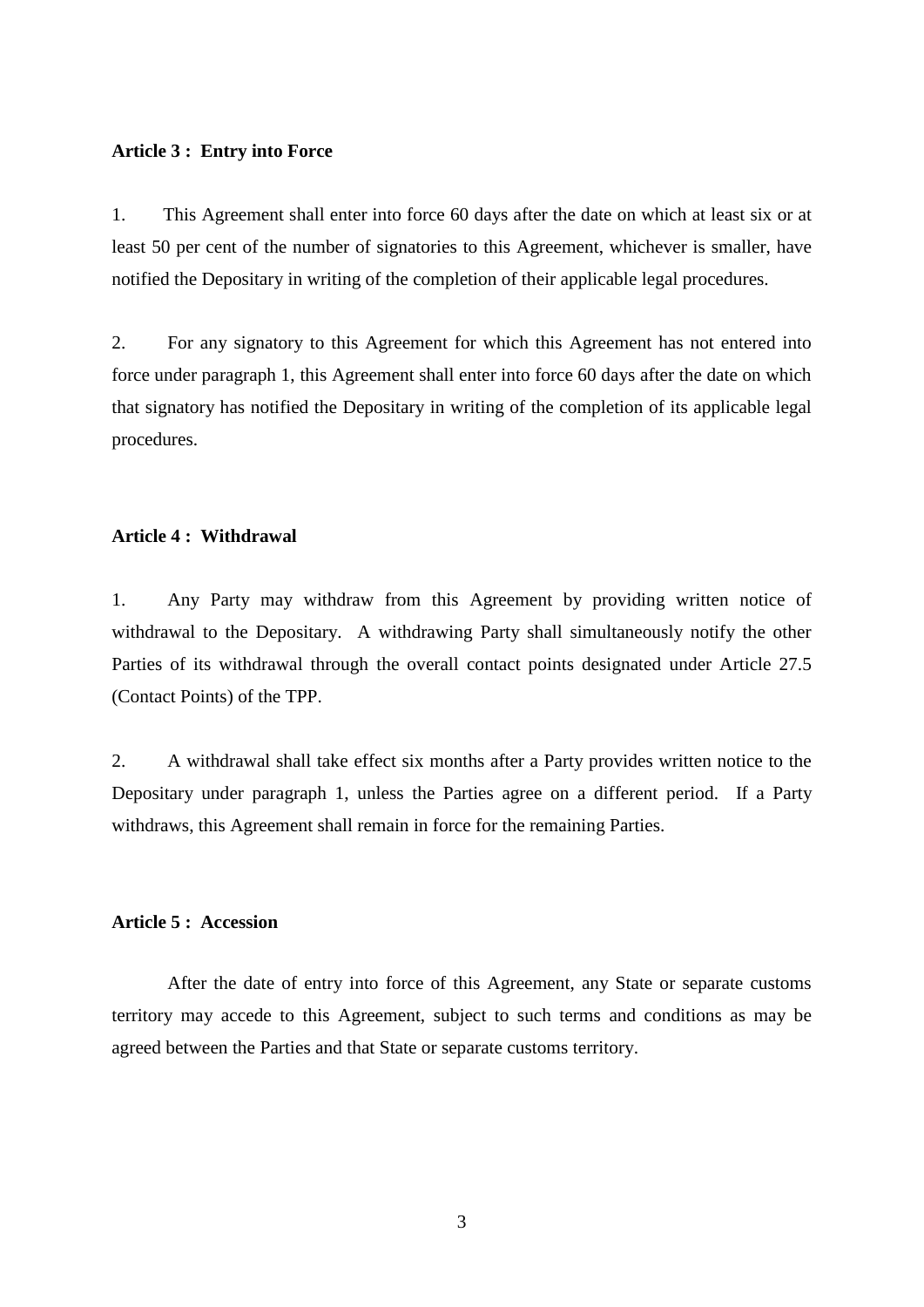**Article 3 : Entry into Force**

1. This Agreement shall enter into force 60 days after the date on which at least six or at least 50 per cent of the number of signatories to this Agreement, whichever is smaller, have notified the Depositary in writing of the completion of their applicable legal procedures.

2. For any signatory to this Agreement for which this Agreement has not entered into force under paragraph 1, this Agreement shall enter into force 60 days after the date on which that signatory has notified the Depositary in writing of the completion of its applicable legal procedures.

**Article 4 : Withdrawal**

1. Any Party may withdraw from this Agreement by providing written notice of withdrawal to the Depositary. A withdrawing Party shall simultaneously notify the other Parties of its withdrawal through the overall contact points designated under Article 27.5 (Contact Points) of the TPP.

2. A withdrawal shall take effect six months after a Party provides written notice to the Depositary under paragraph 1, unless the Parties agree on a different period. If a Party withdraws, this Agreement shall remain in force for the remaining Parties.

**Article 5 : Accession**

After the date of entry into force of this Agreement, any State or separate customs territory may accede to this Agreement, subject to such terms and conditions as may be agreed between the Parties and that State or separate customs territory.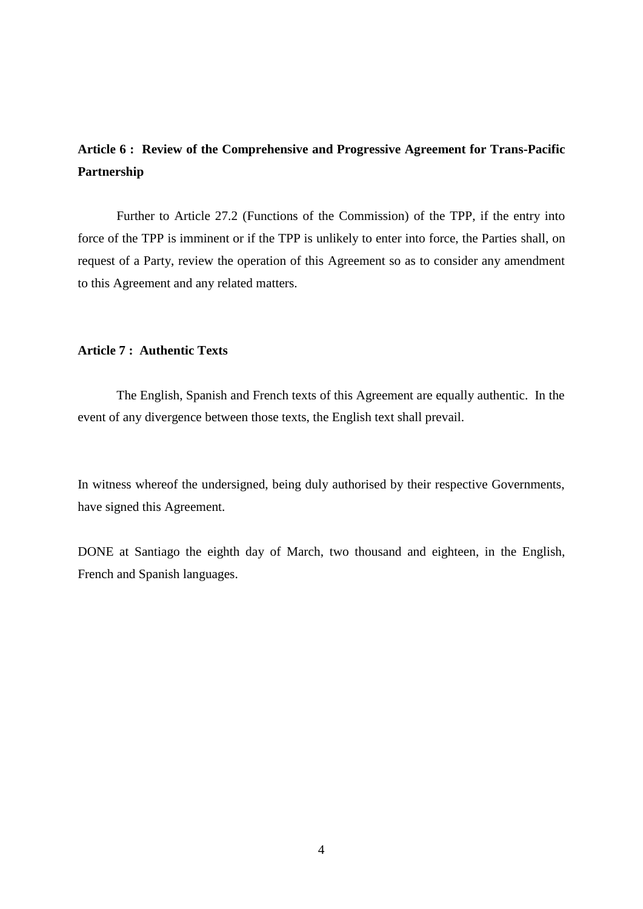**Article 6 : Review of the Comprehensive and Progressive Agreement for Trans-Pacific Partnership**

Further to Article 27.2 (Functions of the Commission) of the TPP, if the entry into force of the TPP is imminent or if the TPP is unlikely to enter into force, the Parties shall, on request of a Party, review the operation of this Agreement so as to consider any amendment to this Agreement and any related matters.

**Article 7 : Authentic Texts**

The English, Spanish and French texts of this Agreement are equally authentic. In the event of any divergence between those texts, the English text shall prevail.

In witness whereof the undersigned, being duly authorised by their respective Governments, have signed this Agreement.

DONE at Santiago the eighth day of March, two thousand and eighteen, in the English, French and Spanish languages.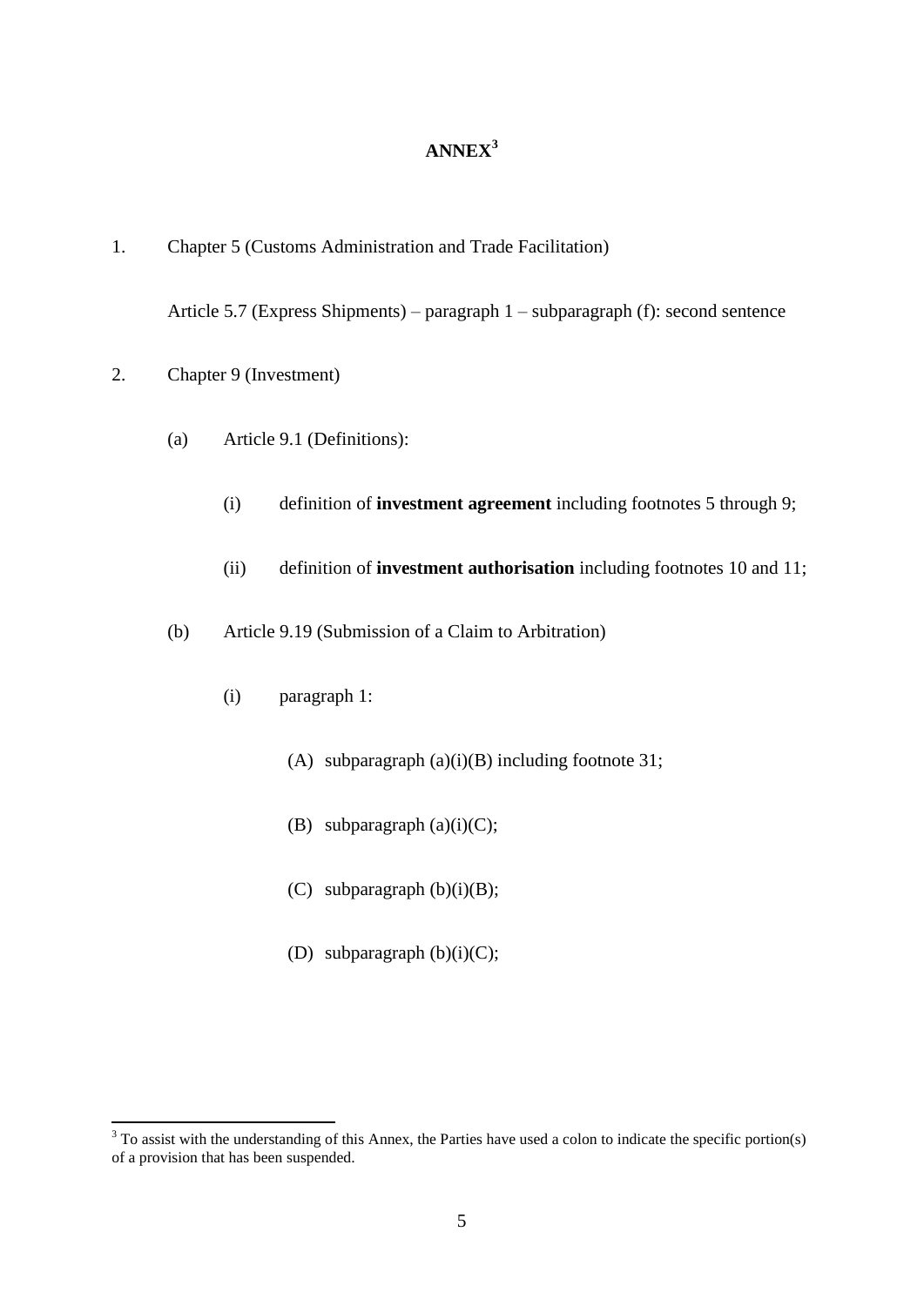# ANNEX[3]

1. Chapter 5 (Customs Administration and Trade Facilitation)

   Article 5.7 (Express Shipments) – paragraph 1 – subparagraph (f): second sentence

2. Chapter 9 (Investment)

   (a) Article 9.1 (Definitions):

   (i) definition of **investment agreement** including footnotes 5 through 9;

   (ii) definition of **investment authorisation** including footnotes 10 and 11;

   (b) Article 9.19 (Submission of a Claim to Arbitration)

   (i) paragraph 1:

   (A) subparagraph (a)(i)(B) including footnote 31;

   (B) subparagraph (a)(i)(C);

   (C) subparagraph (b)(i)(B);

   (D) subparagraph (b)(i)(C);

---

[3] To assist with the understanding of this Annex, the Parties have used a colon to indicate the specific portion(s) of a provision that has been suspended.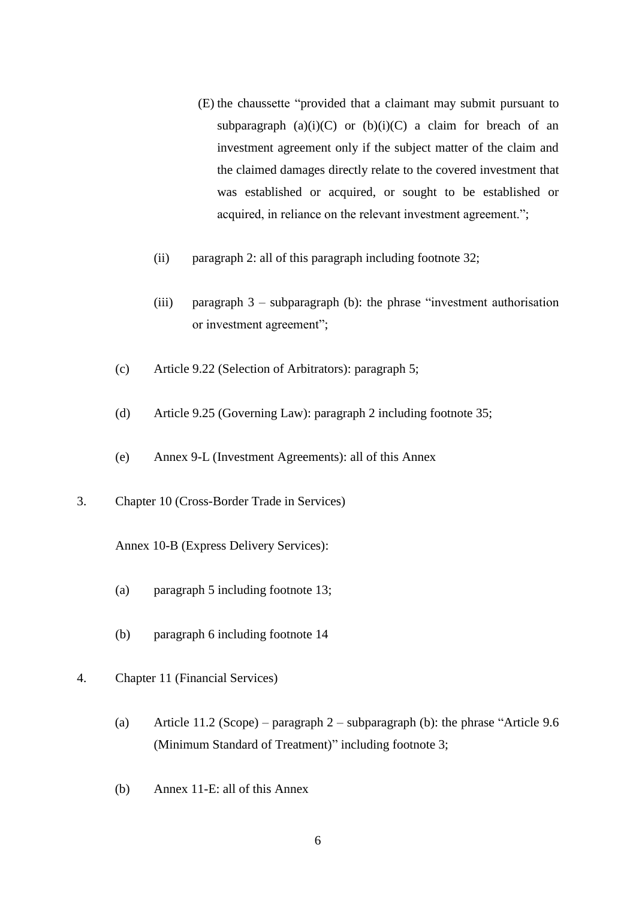(E) the chaussette "provided that a claimant may submit pursuant to subparagraph (a)(i)(C) or (b)(i)(C) a claim for breach of an investment agreement only if the subject matter of the claim and the claimed damages directly relate to the covered investment that was established or acquired, or sought to be established or acquired, in reliance on the relevant investment agreement.";

(ii) paragraph 2: all of this paragraph including footnote 32;

(iii) paragraph 3 – subparagraph (b): the phrase "investment authorisation or investment agreement";

(c) Article 9.22 (Selection of Arbitrators): paragraph 5;

(d) Article 9.25 (Governing Law): paragraph 2 including footnote 35;

(e) Annex 9-L (Investment Agreements): all of this Annex

3. Chapter 10 (Cross-Border Trade in Services)

Annex 10-B (Express Delivery Services):

(a) paragraph 5 including footnote 13;

(b) paragraph 6 including footnote 14

4. Chapter 11 (Financial Services)

(a) Article 11.2 (Scope) – paragraph 2 – subparagraph (b): the phrase "Article 9.6 (Minimum Standard of Treatment)" including footnote 3;

(b) Annex 11-E: all of this Annex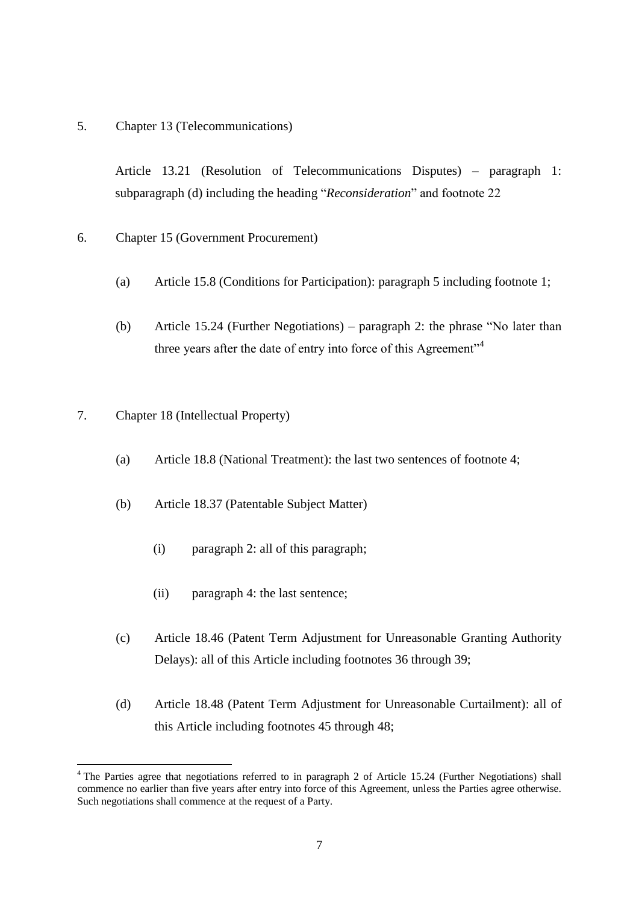5. Chapter 13 (Telecommunications)

   Article 13.21 (Resolution of Telecommunications Disputes) – paragraph 1: subparagraph (d) including the heading "*Reconsideration*" and footnote 22

6. Chapter 15 (Government Procurement)

   (a) Article 15.8 (Conditions for Participation): paragraph 5 including footnote 1;

   (b) Article 15.24 (Further Negotiations) – paragraph 2: the phrase "No later than three years after the date of entry into force of this Agreement"[4]

7. Chapter 18 (Intellectual Property)

   (a) Article 18.8 (National Treatment): the last two sentences of footnote 4;

   (b) Article 18.37 (Patentable Subject Matter)

      (i) paragraph 2: all of this paragraph;

      (ii) paragraph 4: the last sentence;

   (c) Article 18.46 (Patent Term Adjustment for Unreasonable Granting Authority Delays): all of this Article including footnotes 36 through 39;

   (d) Article 18.48 (Patent Term Adjustment for Unreasonable Curtailment): all of this Article including footnotes 45 through 48;

---

[4] The Parties agree that negotiations referred to in paragraph 2 of Article 15.24 (Further Negotiations) shall commence no earlier than five years after entry into force of this Agreement, unless the Parties agree otherwise. Such negotiations shall commence at the request of a Party.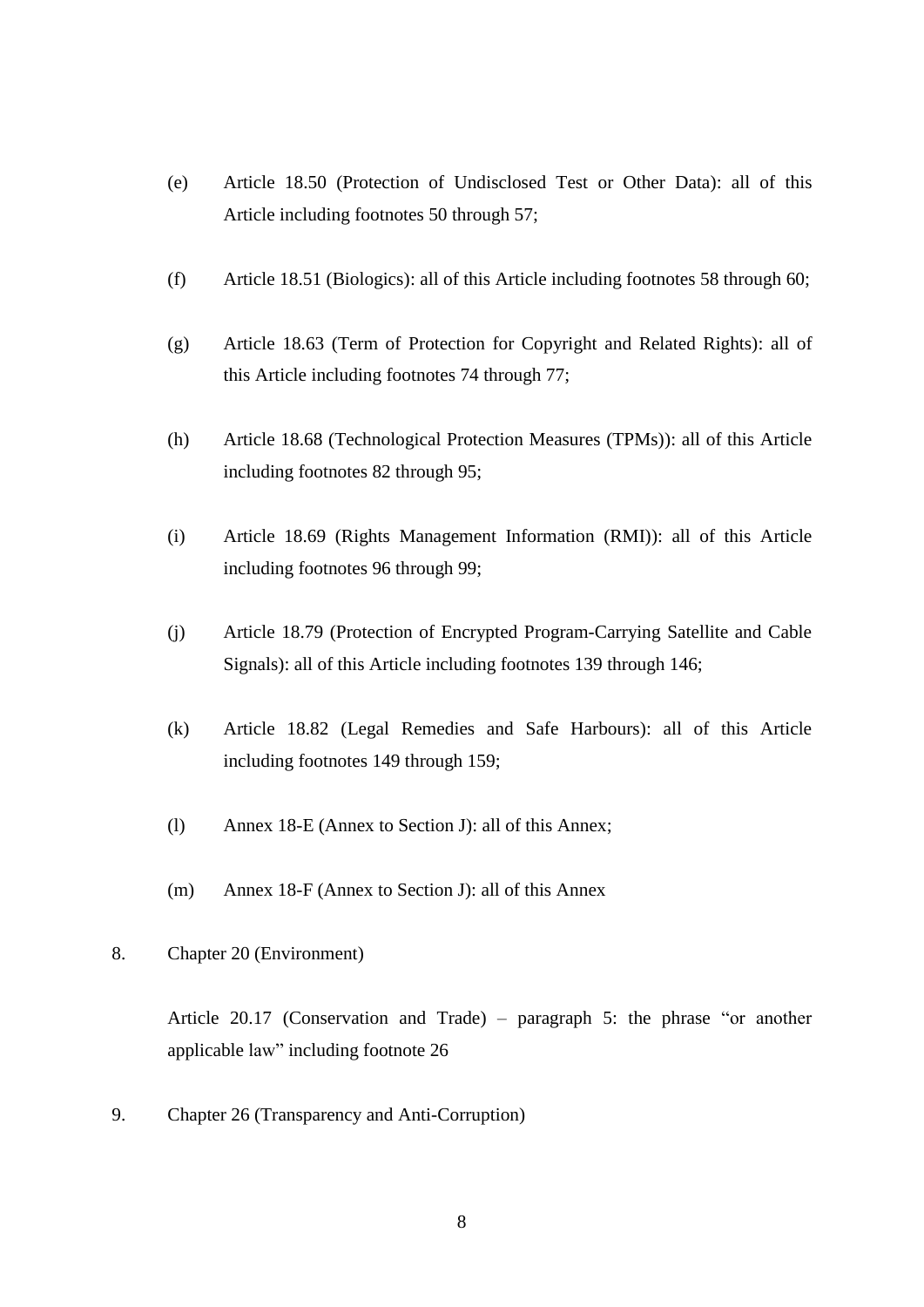(e) Article 18.50 (Protection of Undisclosed Test or Other Data): all of this Article including footnotes 50 through 57;

(f) Article 18.51 (Biologics): all of this Article including footnotes 58 through 60;

(g) Article 18.63 (Term of Protection for Copyright and Related Rights): all of this Article including footnotes 74 through 77;

(h) Article 18.68 (Technological Protection Measures (TPMs)): all of this Article including footnotes 82 through 95;

(i) Article 18.69 (Rights Management Information (RMI)): all of this Article including footnotes 96 through 99;

(j) Article 18.79 (Protection of Encrypted Program-Carrying Satellite and Cable Signals): all of this Article including footnotes 139 through 146;

(k) Article 18.82 (Legal Remedies and Safe Harbours): all of this Article including footnotes 149 through 159;

(l) Annex 18-E (Annex to Section J): all of this Annex;

(m) Annex 18-F (Annex to Section J): all of this Annex

8. Chapter 20 (Environment)

Article 20.17 (Conservation and Trade) – paragraph 5: the phrase "or another applicable law" including footnote 26

9. Chapter 26 (Transparency and Anti-Corruption)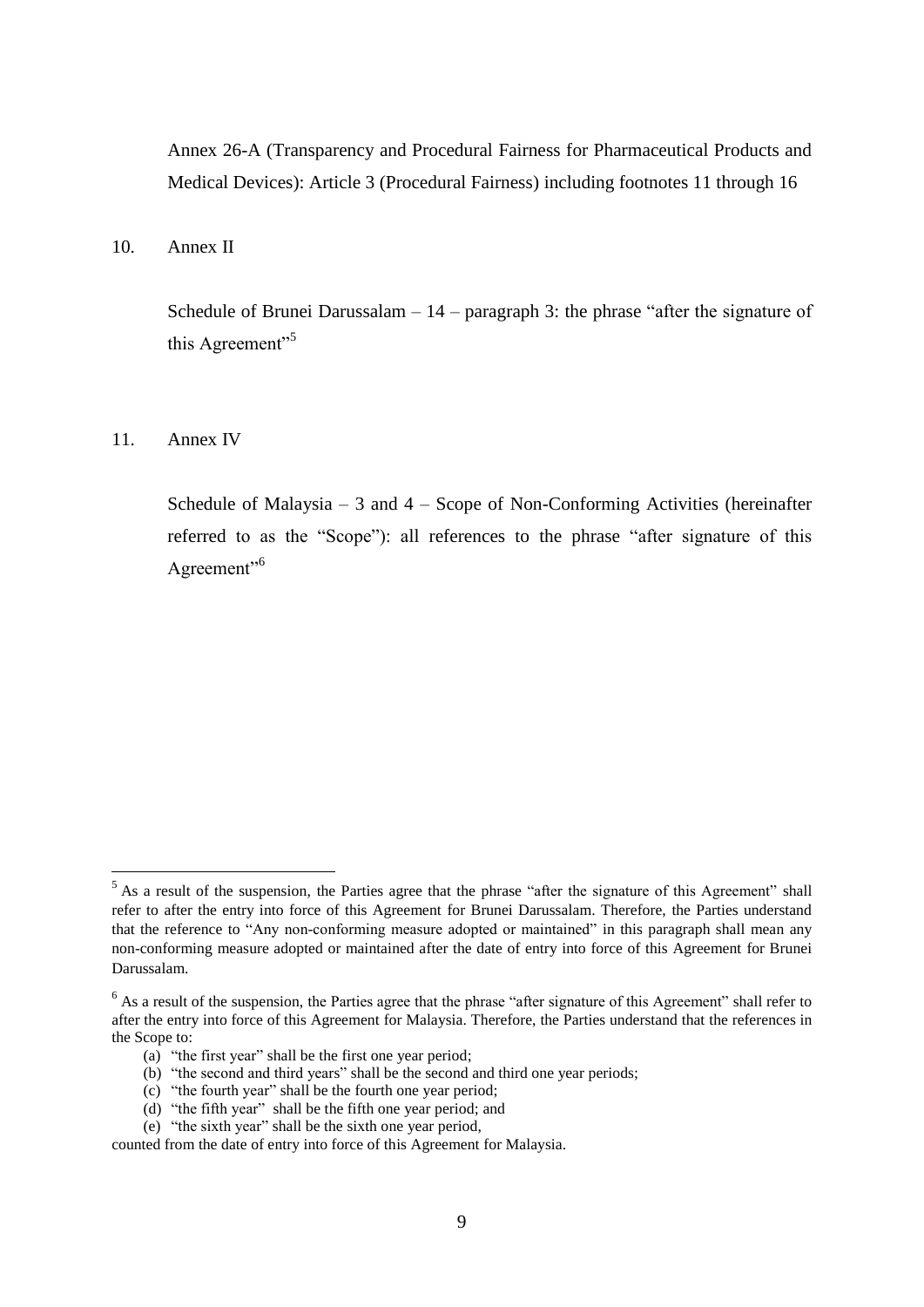Annex 26-A (Transparency and Procedural Fairness for Pharmaceutical Products and Medical Devices): Article 3 (Procedural Fairness) including footnotes 11 through 16

10. Annex II

Schedule of Brunei Darussalam – 14 – paragraph 3: the phrase "after the signature of this Agreement"[5]

11. Annex IV

Schedule of Malaysia – 3 and 4 – Scope of Non-Conforming Activities (hereinafter referred to as the "Scope"): all references to the phrase "after signature of this Agreement"[6]

---

[5] As a result of the suspension, the Parties agree that the phrase "after the signature of this Agreement" shall refer to after the entry into force of this Agreement for Brunei Darussalam. Therefore, the Parties understand that the reference to "Any non-conforming measure adopted or maintained" in this paragraph shall mean any non-conforming measure adopted or maintained after the date of entry into force of this Agreement for Brunei Darussalam.

[6] As a result of the suspension, the Parties agree that the phrase "after signature of this Agreement" shall refer to after the entry into force of this Agreement for Malaysia. Therefore, the Parties understand that the references in the Scope to:

(a) "the first year" shall be the first one year period;

(b) "the second and third years" shall be the second and third one year periods;

(c) "the fourth year" shall be the fourth one year period;

(d) "the fifth year" shall be the fifth one year period; and

(e) "the sixth year" shall be the sixth one year period,

counted from the date of entry into force of this Agreement for Malaysia.